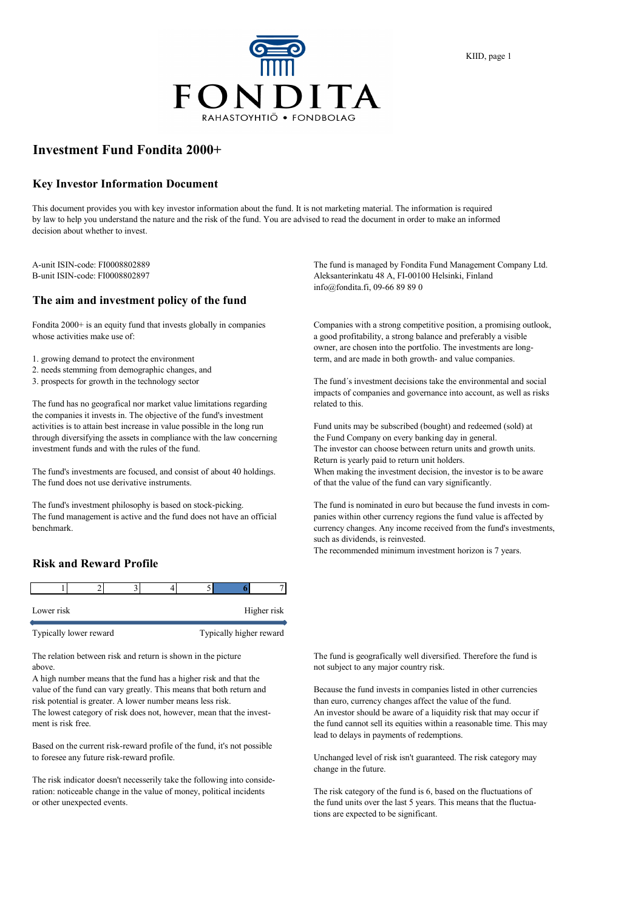FONDITA
RAHASTOYHTIÖ • FONDBOLAG

# Investment Fund Fondita 2000+

## Key Investor Information Document

This document provides you with key investor information about the fund. It is not marketing material. The information is required by law to help you understand the nature and the risk of the fund. You are advised to read the document in order to make an informed decision about whether to invest.

A-unit ISIN-code: FI0008802889
B-unit ISIN-code: FI0008802897

The fund is managed by Fondita Fund Management Company Ltd.
Aleksanterinkatu 48 A, FI-00100 Helsinki, Finland
info@fondita.fi, 09-66 89 89 0

## The aim and investment policy of the fund

Fondita 2000+ is an equity fund that invests globally in companies whose activities make use of:

1. growing demand to protect the environment
2. needs stemming from demographic changes, and
3. prospects for growth in the technology sector

The fund has no geografical nor market value limitations regarding the companies it invests in. The objective of the fund's investment activities is to attain best increase in value possible in the long run through diversifying the assets in compliance with the law concerning investment funds and with the rules of the fund.

The fund's investments are focused, and consist of about 40 holdings. The fund does not use derivative instruments.

The fund's investment philosophy is based on stock-picking. The fund management is active and the fund does not have an official benchmark.

Companies with a strong competitive position, a promising outlook, a good profitability, a strong balance and preferably a visible owner, are chosen into the portfolio. The investments are long-term, and are made in both growth- and value companies.

The fund´s investment decisions take the environmental and social impacts of companies and governance into account, as well as risks related to this.

Fund units may be subscribed (bought) and redeemed (sold) at the Fund Company on every banking day in general.
The investor can choose between return units and growth units. Return is yearly paid to return unit holders.
When making the investment decision, the investor is to be aware of that the value of the fund can vary significantly.

The fund is nominated in euro but because the fund invests in companies within other currency regions the fund value is affected by currency changes. Any income received from the fund's investments, such as dividends, is reinvested.
The recommended minimum investment horizon is 7 years.

## Risk and Reward Profile

| 1 | 2 | 3 | 4 | 5 | **6** | 7 |
|---|---|---|---|---|---|---|

Lower risk — Higher risk

Typically lower reward — Typically higher reward

The relation between risk and return is shown in the picture above.
A high number means that the fund has a higher risk and that the value of the fund can vary greatly. This means that both return and risk potential is greater. A lower number means less risk.
The lowest category of risk does not, however, mean that the investment is risk free.

Based on the current risk-reward profile of the fund, it's not possible to foresee any future risk-reward profile.

The risk indicator doesn't necesserily take the following into consideration: noticeable change in the value of money, political incidents or other unexpected events.

The fund is geografically well diversified. Therefore the fund is not subject to any major country risk.

Because the fund invests in companies listed in other currencies than euro, currency changes affect the value of the fund.
An investor should be aware of a liquidity risk that may occur if the fund cannot sell its equities within a reasonable time. This may lead to delays in payments of redemptions.

Unchanged level of risk isn't guaranteed. The risk category may change in the future.

The risk category of the fund is 6, based on the fluctuations of the fund units over the last 5 years. This means that the fluctuations are expected to be significant.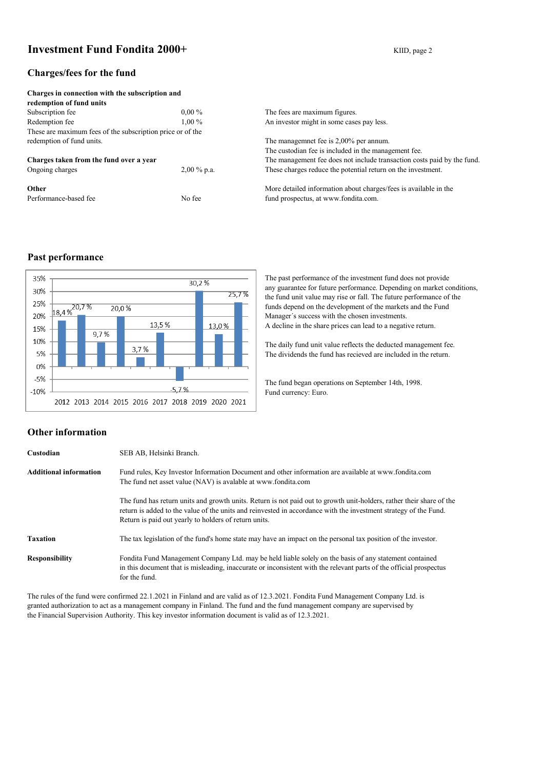# Investment Fund Fondita 2000+

## Charges/fees for the fund

| Charges in connection with the subscription and redemption of fund units | |
|---|---|
| Subscription fee | 0,00 % |
| Redemption fee | 1,00 % |

These are maximum fees of the subscription price or of the redemption of fund units.

| Charges taken from the fund over a year | |
|---|---|
| Ongoing charges | 2,00 % p.a. |

| Other | |
|---|---|
| Performance-based fee | No fee |

The fees are maximum figures.
An investor might in some cases pay less.

The managemnet fee is 2,00% per annum.
The custodian fee is included in the management fee.
The management fee does not include transaction costs paid by the fund.
These charges reduce the potential return on the investment.

More detailed information about charges/fees is available in the fund prospectus, at www.fondita.com.

## Past performance

35%
30%
25%
20%
15%
10%
5%
0%
-5%
-10%

18,4 %
20,7 %
9,7 %
20,0 %
3,7 %
13,5 %
-5,7 %
30,2 %
13,0 %
25,7 %

2012 2013 2014 2015 2016 2017 2018 2019 2020 2021

The past performance of the investment fund does not provide any guarantee for future performance. Depending on market conditions, the fund unit value may rise or fall. The future performance of the funds depend on the development of the markets and the Fund Manager´s success with the chosen investments.
A decline in the share prices can lead to a negative return.

The daily fund unit value reflects the deducted management fee.
The dividends the fund has recieved are included in the return.

The fund began operations on September 14th, 1998.
Fund currency: Euro.

## Other information

**Custodian** SEB AB, Helsinki Branch.

**Additional information** Fund rules, Key Investor Information Document and other information are available at www.fondita.com
The fund net asset value (NAV) is avalable at www.fondita.com

The fund has return units and growth units. Return is not paid out to growth unit-holders, rather their share of the return is added to the value of the units and reinvested in accordance with the investment strategy of the Fund. Return is paid out yearly to holders of return units.

**Taxation** The tax legislation of the fund's home state may have an impact on the personal tax position of the investor.

**Responsibility** Fondita Fund Management Company Ltd. may be held liable solely on the basis of any statement contained in this document that is misleading, inaccurate or inconsistent with the relevant parts of the official prospectus for the fund.

The rules of the fund were confirmed 22.1.2021 in Finland and are valid as of 12.3.2021. Fondita Fund Management Company Ltd. is granted authorization to act as a management company in Finland. The fund and the fund management company are supervised by the Financial Supervision Authority. This key investor information document is valid as of 12.3.2021.